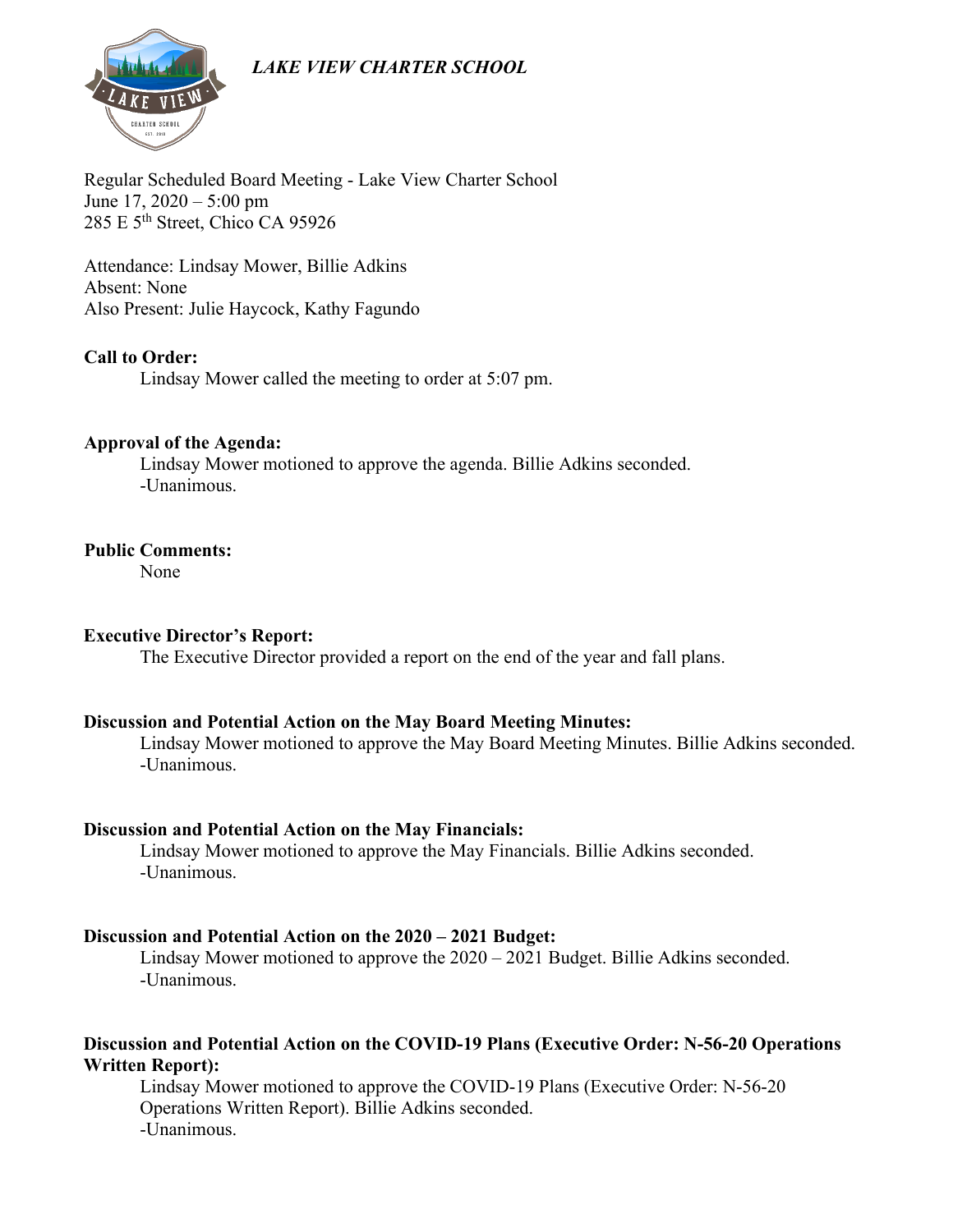*LAKE VIEW CHARTER SCHOOL*

Regular Scheduled Board Meeting - Lake View Charter School
June 17, 2020 – 5:00 pm
285 E 5th Street, Chico CA 95926

Attendance: Lindsay Mower, Billie Adkins
Absent: None
Also Present: Julie Haycock, Kathy Fagundo

**Call to Order:**

Lindsay Mower called the meeting to order at 5:07 pm.

**Approval of the Agenda:**

Lindsay Mower motioned to approve the agenda. Billie Adkins seconded.
-Unanimous.

**Public Comments:**

None

**Executive Director's Report:**

The Executive Director provided a report on the end of the year and fall plans.

**Discussion and Potential Action on the May Board Meeting Minutes:**

Lindsay Mower motioned to approve the May Board Meeting Minutes. Billie Adkins seconded.
-Unanimous.

**Discussion and Potential Action on the May Financials:**

Lindsay Mower motioned to approve the May Financials. Billie Adkins seconded.
-Unanimous.

**Discussion and Potential Action on the 2020 – 2021 Budget:**

Lindsay Mower motioned to approve the 2020 – 2021 Budget. Billie Adkins seconded.
-Unanimous.

**Discussion and Potential Action on the COVID-19 Plans (Executive Order: N-56-20 Operations Written Report):**

Lindsay Mower motioned to approve the COVID-19 Plans (Executive Order: N-56-20 Operations Written Report). Billie Adkins seconded.
-Unanimous.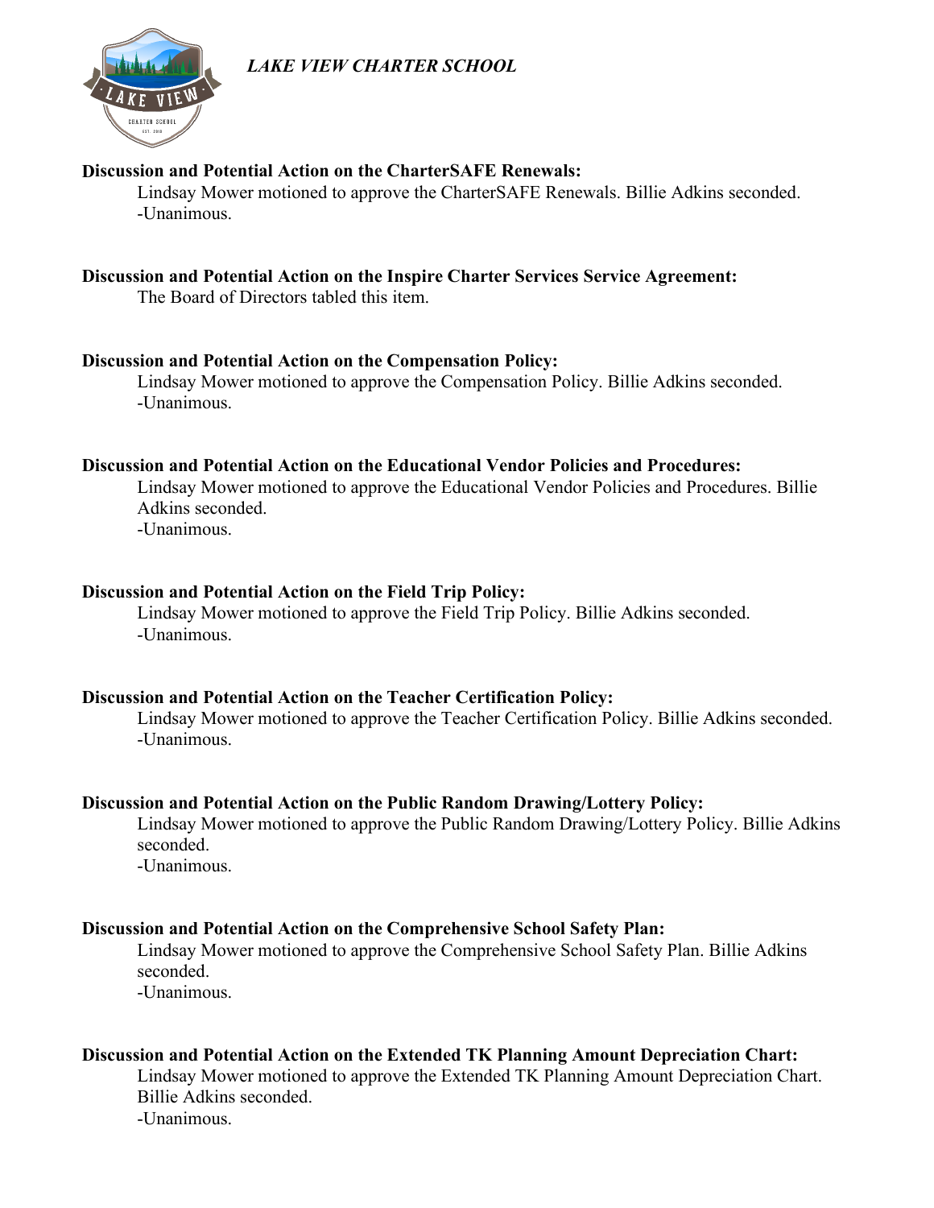**Discussion and Potential Action on the CharterSAFE Renewals:**

Lindsay Mower motioned to approve the CharterSAFE Renewals. Billie Adkins seconded.
-Unanimous.

**Discussion and Potential Action on the Inspire Charter Services Service Agreement:**

The Board of Directors tabled this item.

**Discussion and Potential Action on the Compensation Policy:**

Lindsay Mower motioned to approve the Compensation Policy. Billie Adkins seconded.
-Unanimous.

**Discussion and Potential Action on the Educational Vendor Policies and Procedures:**

Lindsay Mower motioned to approve the Educational Vendor Policies and Procedures. Billie Adkins seconded.
-Unanimous.

**Discussion and Potential Action on the Field Trip Policy:**

Lindsay Mower motioned to approve the Field Trip Policy. Billie Adkins seconded.
-Unanimous.

**Discussion and Potential Action on the Teacher Certification Policy:**

Lindsay Mower motioned to approve the Teacher Certification Policy. Billie Adkins seconded.
-Unanimous.

**Discussion and Potential Action on the Public Random Drawing/Lottery Policy:**

Lindsay Mower motioned to approve the Public Random Drawing/Lottery Policy. Billie Adkins seconded.
-Unanimous.

**Discussion and Potential Action on the Comprehensive School Safety Plan:**

Lindsay Mower motioned to approve the Comprehensive School Safety Plan. Billie Adkins seconded.
-Unanimous.

**Discussion and Potential Action on the Extended TK Planning Amount Depreciation Chart:**

Lindsay Mower motioned to approve the Extended TK Planning Amount Depreciation Chart. Billie Adkins seconded.
-Unanimous.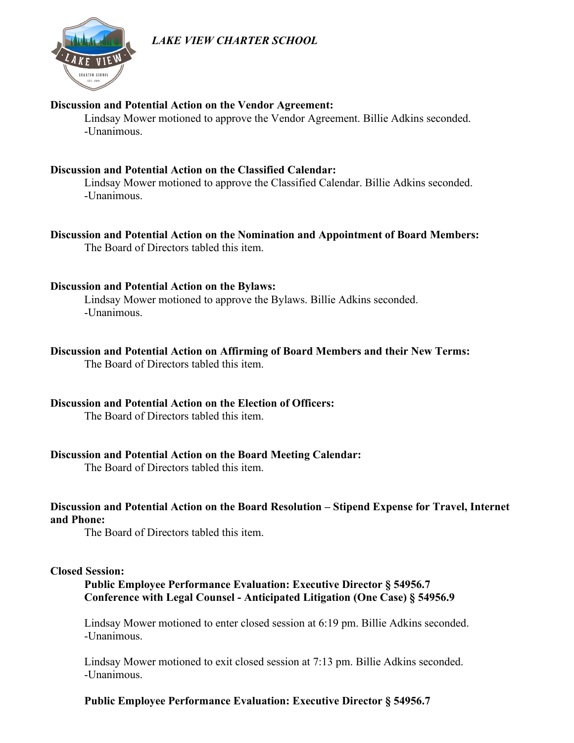**Discussion and Potential Action on the Vendor Agreement:**

Lindsay Mower motioned to approve the Vendor Agreement. Billie Adkins seconded.
-Unanimous.

**Discussion and Potential Action on the Classified Calendar:**

Lindsay Mower motioned to approve the Classified Calendar. Billie Adkins seconded.
-Unanimous.

**Discussion and Potential Action on the Nomination and Appointment of Board Members:**

The Board of Directors tabled this item.

**Discussion and Potential Action on the Bylaws:**

Lindsay Mower motioned to approve the Bylaws. Billie Adkins seconded.
-Unanimous.

**Discussion and Potential Action on Affirming of Board Members and their New Terms:**

The Board of Directors tabled this item.

**Discussion and Potential Action on the Election of Officers:**

The Board of Directors tabled this item.

**Discussion and Potential Action on the Board Meeting Calendar:**

The Board of Directors tabled this item.

**Discussion and Potential Action on the Board Resolution – Stipend Expense for Travel, Internet and Phone:**

The Board of Directors tabled this item.

**Closed Session:**

**Public Employee Performance Evaluation: Executive Director § 54956.7**
**Conference with Legal Counsel - Anticipated Litigation (One Case) § 54956.9**

Lindsay Mower motioned to enter closed session at 6:19 pm. Billie Adkins seconded.
-Unanimous.

Lindsay Mower motioned to exit closed session at 7:13 pm. Billie Adkins seconded.
-Unanimous.

**Public Employee Performance Evaluation: Executive Director § 54956.7**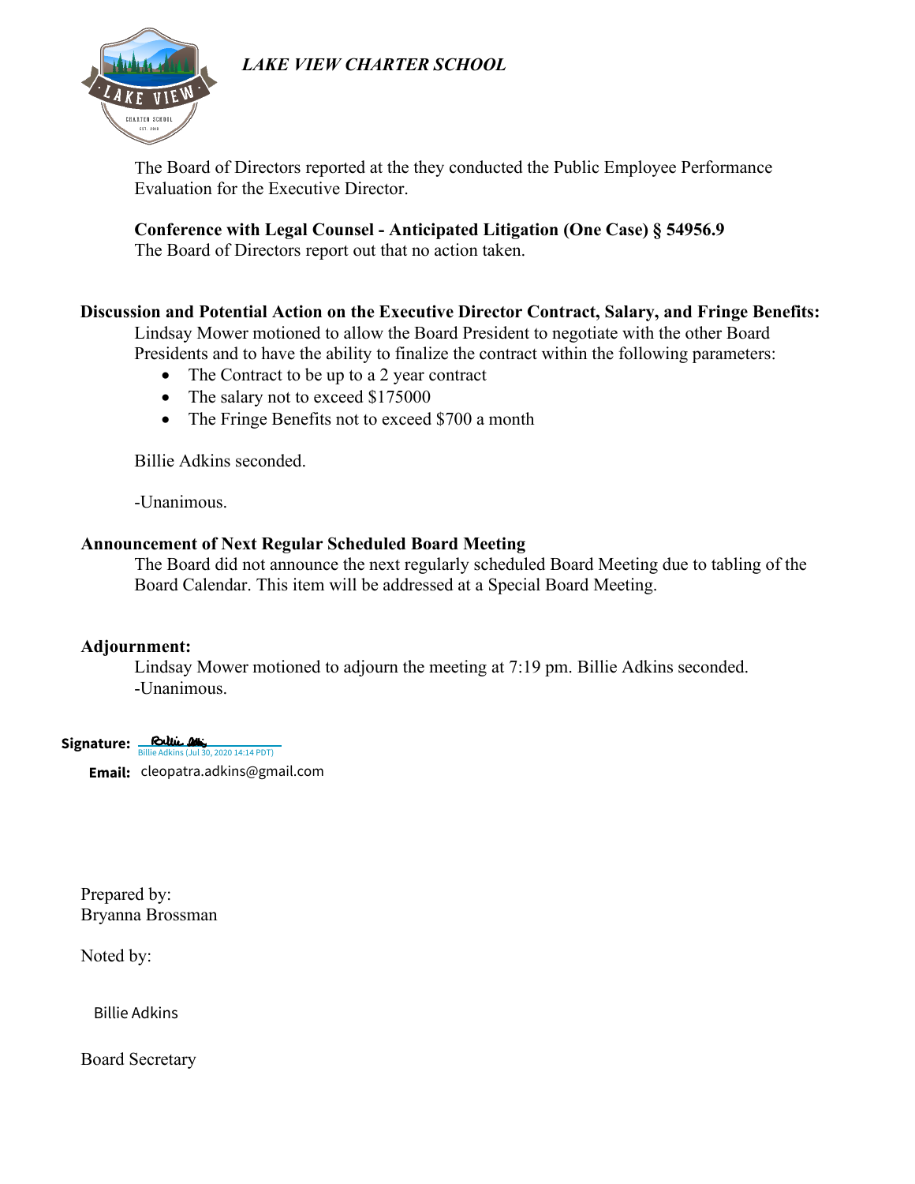*LAKE VIEW CHARTER SCHOOL*

The Board of Directors reported at the they conducted the Public Employee Performance Evaluation for the Executive Director.

**Conference with Legal Counsel - Anticipated Litigation (One Case) § 54956.9**
The Board of Directors report out that no action taken.

**Discussion and Potential Action on the Executive Director Contract, Salary, and Fringe Benefits:**

Lindsay Mower motioned to allow the Board President to negotiate with the other Board Presidents and to have the ability to finalize the contract within the following parameters:

- The Contract to be up to a 2 year contract
- The salary not to exceed $175000
- The Fringe Benefits not to exceed $700 a month

Billie Adkins seconded.

-Unanimous.

**Announcement of Next Regular Scheduled Board Meeting**

The Board did not announce the next regularly scheduled Board Meeting due to tabling of the Board Calendar. This item will be addressed at a Special Board Meeting.

**Adjournment:**

Lindsay Mower motioned to adjourn the meeting at 7:19 pm. Billie Adkins seconded.
-Unanimous.

**Signature:** Billie Adkins (Jul 30, 2020 14:14 PDT)

**Email:** cleopatra.adkins@gmail.com

Prepared by:
Bryanna Brossman

Noted by:

Billie Adkins

Board Secretary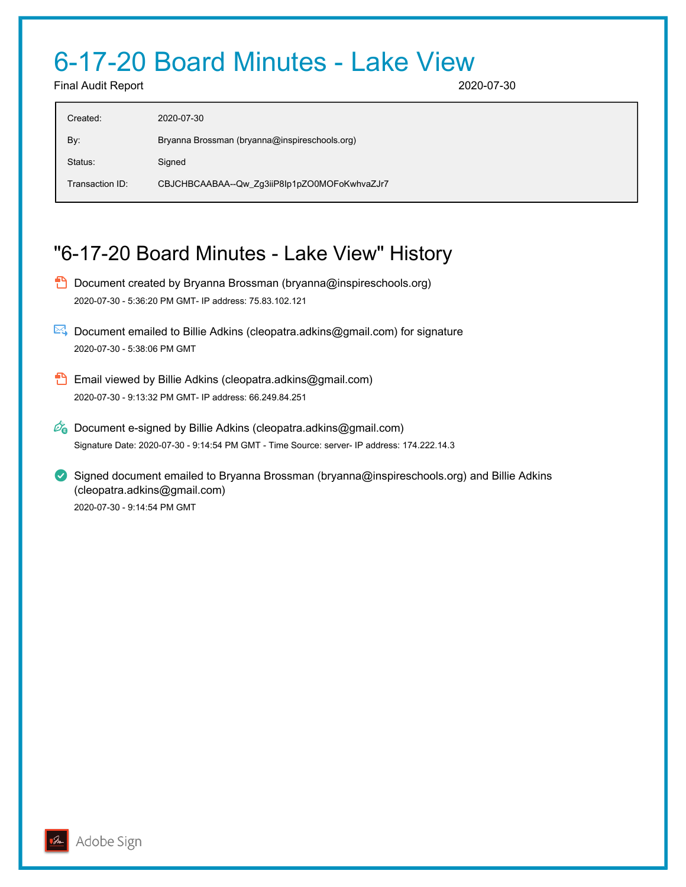# 6-17-20 Board Minutes - Lake View

Final Audit Report 2020-07-30

| | |
|---|---|
| Created: | 2020-07-30 |
| By: | Bryanna Brossman (bryanna@inspireschools.org) |
| Status: | Signed |
| Transaction ID: | CBJCHBCAABAA--Qw_Zg3iiP8Ip1pZO0MOFoKwhvaZJr7 |

## "6-17-20 Board Minutes - Lake View" History

- Document created by Bryanna Brossman (bryanna@inspireschools.org)
  2020-07-30 - 5:36:20 PM GMT- IP address: 75.83.102.121

- Document emailed to Billie Adkins (cleopatra.adkins@gmail.com) for signature
  2020-07-30 - 5:38:06 PM GMT

- Email viewed by Billie Adkins (cleopatra.adkins@gmail.com)
  2020-07-30 - 9:13:32 PM GMT- IP address: 66.249.84.251

- Document e-signed by Billie Adkins (cleopatra.adkins@gmail.com)
  Signature Date: 2020-07-30 - 9:14:54 PM GMT - Time Source: server- IP address: 174.222.14.3

- Signed document emailed to Bryanna Brossman (bryanna@inspireschools.org) and Billie Adkins (cleopatra.adkins@gmail.com)
  2020-07-30 - 9:14:54 PM GMT

Adobe Sign